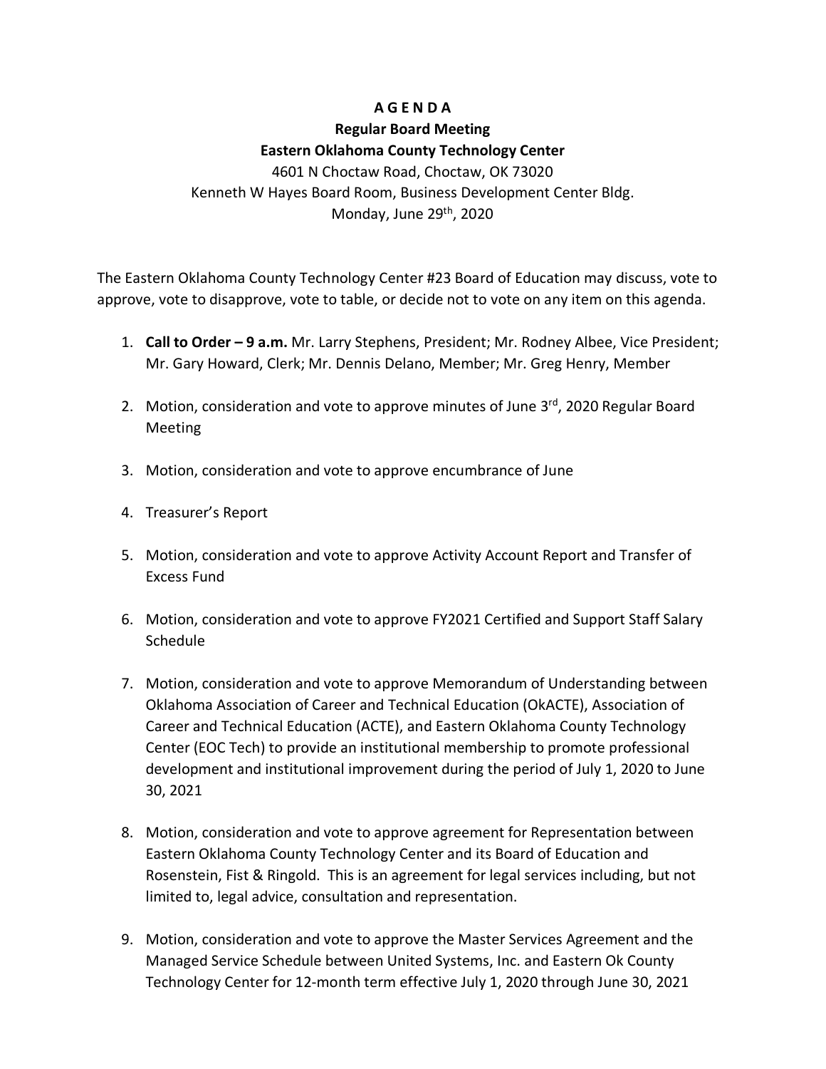# A G E N D A

## Regular Board Meeting

## Eastern Oklahoma County Technology Center

4601 N Choctaw Road, Choctaw, OK 73020
Kenneth W Hayes Board Room, Business Development Center Bldg.
Monday, June 29th, 2020

The Eastern Oklahoma County Technology Center #23 Board of Education may discuss, vote to approve, vote to disapprove, vote to table, or decide not to vote on any item on this agenda.

1. **Call to Order – 9 a.m.** Mr. Larry Stephens, President; Mr. Rodney Albee, Vice President; Mr. Gary Howard, Clerk; Mr. Dennis Delano, Member; Mr. Greg Henry, Member

2. Motion, consideration and vote to approve minutes of June 3rd, 2020 Regular Board Meeting

3. Motion, consideration and vote to approve encumbrance of June

4. Treasurer's Report

5. Motion, consideration and vote to approve Activity Account Report and Transfer of Excess Fund

6. Motion, consideration and vote to approve FY2021 Certified and Support Staff Salary Schedule

7. Motion, consideration and vote to approve Memorandum of Understanding between Oklahoma Association of Career and Technical Education (OkACTE), Association of Career and Technical Education (ACTE), and Eastern Oklahoma County Technology Center (EOC Tech) to provide an institutional membership to promote professional development and institutional improvement during the period of July 1, 2020 to June 30, 2021

8. Motion, consideration and vote to approve agreement for Representation between Eastern Oklahoma County Technology Center and its Board of Education and Rosenstein, Fist & Ringold. This is an agreement for legal services including, but not limited to, legal advice, consultation and representation.

9. Motion, consideration and vote to approve the Master Services Agreement and the Managed Service Schedule between United Systems, Inc. and Eastern Ok County Technology Center for 12-month term effective July 1, 2020 through June 30, 2021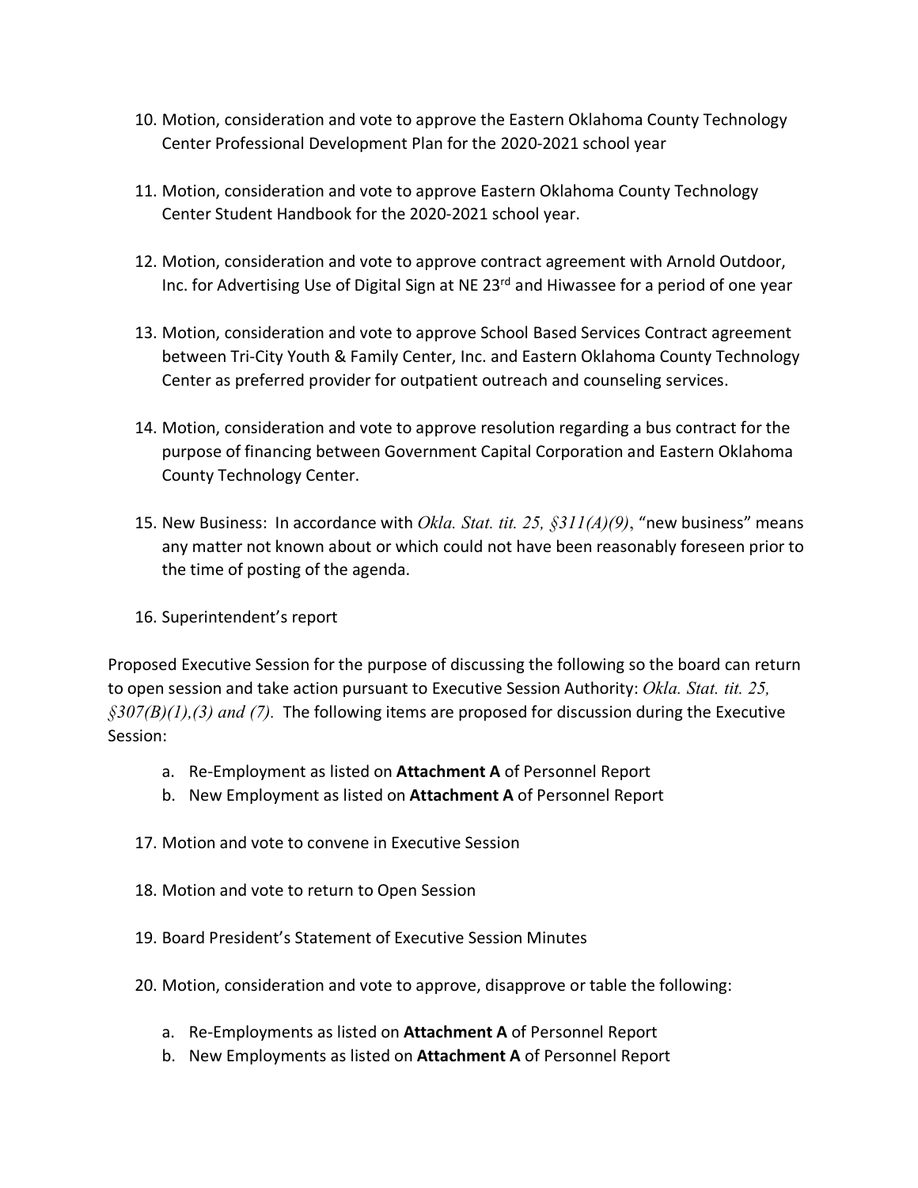10. Motion, consideration and vote to approve the Eastern Oklahoma County Technology Center Professional Development Plan for the 2020-2021 school year

11. Motion, consideration and vote to approve Eastern Oklahoma County Technology Center Student Handbook for the 2020-2021 school year.

12. Motion, consideration and vote to approve contract agreement with Arnold Outdoor, Inc. for Advertising Use of Digital Sign at NE 23rd and Hiwassee for a period of one year

13. Motion, consideration and vote to approve School Based Services Contract agreement between Tri-City Youth & Family Center, Inc. and Eastern Oklahoma County Technology Center as preferred provider for outpatient outreach and counseling services.

14. Motion, consideration and vote to approve resolution regarding a bus contract for the purpose of financing between Government Capital Corporation and Eastern Oklahoma County Technology Center.

15. New Business: In accordance with *Okla. Stat. tit. 25, §311(A)(9)*, "new business" means any matter not known about or which could not have been reasonably foreseen prior to the time of posting of the agenda.

16. Superintendent's report

Proposed Executive Session for the purpose of discussing the following so the board can return to open session and take action pursuant to Executive Session Authority: *Okla. Stat. tit. 25, §307(B)(1),(3) and (7).* The following items are proposed for discussion during the Executive Session:

a. Re-Employment as listed on **Attachment A** of Personnel Report
b. New Employment as listed on **Attachment A** of Personnel Report

17. Motion and vote to convene in Executive Session

18. Motion and vote to return to Open Session

19. Board President's Statement of Executive Session Minutes

20. Motion, consideration and vote to approve, disapprove or table the following:

    a. Re-Employments as listed on **Attachment A** of Personnel Report
    b. New Employments as listed on **Attachment A** of Personnel Report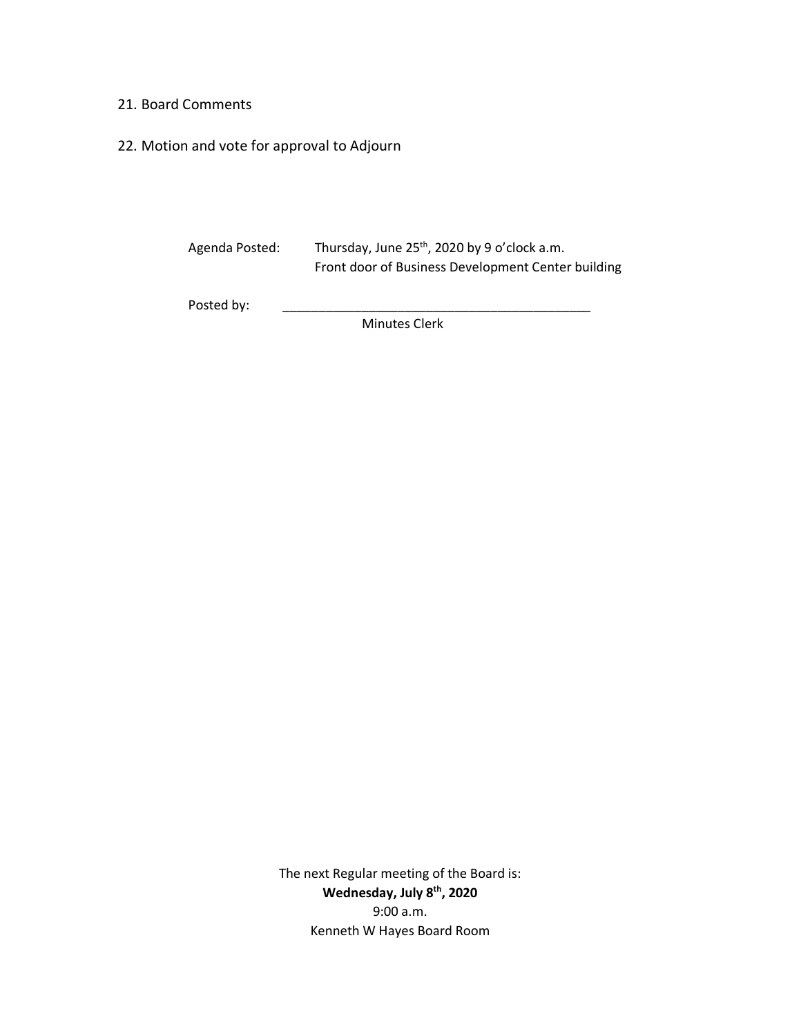21. Board Comments

22. Motion and vote for approval to Adjourn

Agenda Posted: Thursday, June 25th, 2020 by 9 o'clock a.m.
Front door of Business Development Center building

Posted by: ____________________________________________
Minutes Clerk

The next Regular meeting of the Board is:
**Wednesday, July 8th, 2020**
9:00 a.m.
Kenneth W Hayes Board Room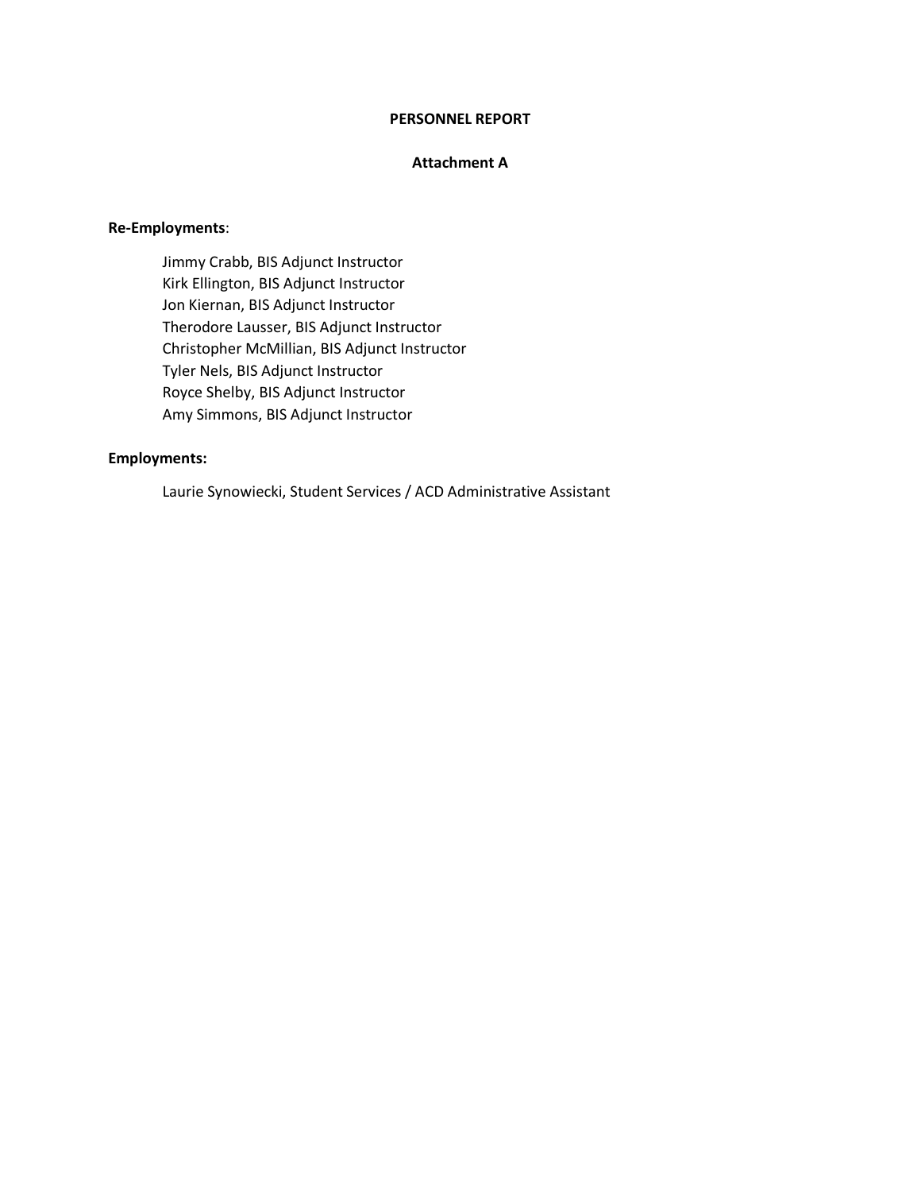**PERSONNEL REPORT**

**Attachment A**

**Re-Employments**:

Jimmy Crabb, BIS Adjunct Instructor
Kirk Ellington, BIS Adjunct Instructor
Jon Kiernan, BIS Adjunct Instructor
Therodore Lausser, BIS Adjunct Instructor
Christopher McMillian, BIS Adjunct Instructor
Tyler Nels, BIS Adjunct Instructor
Royce Shelby, BIS Adjunct Instructor
Amy Simmons, BIS Adjunct Instructor

**Employments:**

Laurie Synowiecki, Student Services / ACD Administrative Assistant